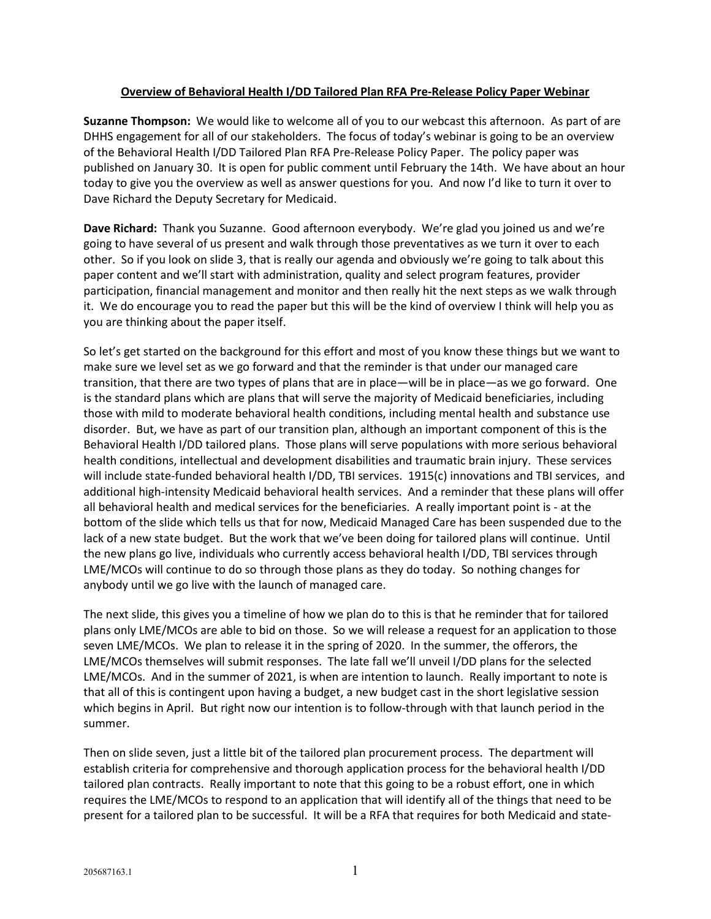# Overview of Behavioral Health I/DD Tailored Plan RFA Pre-Release Policy Paper Webinar

**Suzanne Thompson:** We would like to welcome all of you to our webcast this afternoon. As part of are DHHS engagement for all of our stakeholders. The focus of today's webinar is going to be an overview of the Behavioral Health I/DD Tailored Plan RFA Pre-Release Policy Paper. The policy paper was published on January 30. It is open for public comment until February the 14th. We have about an hour today to give you the overview as well as answer questions for you. And now I'd like to turn it over to Dave Richard the Deputy Secretary for Medicaid.

**Dave Richard:** Thank you Suzanne. Good afternoon everybody. We're glad you joined us and we're going to have several of us present and walk through those preventatives as we turn it over to each other. So if you look on slide 3, that is really our agenda and obviously we're going to talk about this paper content and we'll start with administration, quality and select program features, provider participation, financial management and monitor and then really hit the next steps as we walk through it. We do encourage you to read the paper but this will be the kind of overview I think will help you as you are thinking about the paper itself.

So let's get started on the background for this effort and most of you know these things but we want to make sure we level set as we go forward and that the reminder is that under our managed care transition, that there are two types of plans that are in place—will be in place—as we go forward. One is the standard plans which are plans that will serve the majority of Medicaid beneficiaries, including those with mild to moderate behavioral health conditions, including mental health and substance use disorder. But, we have as part of our transition plan, although an important component of this is the Behavioral Health I/DD tailored plans. Those plans will serve populations with more serious behavioral health conditions, intellectual and development disabilities and traumatic brain injury. These services will include state-funded behavioral health I/DD, TBI services. 1915(c) innovations and TBI services, and additional high-intensity Medicaid behavioral health services. And a reminder that these plans will offer all behavioral health and medical services for the beneficiaries. A really important point is - at the bottom of the slide which tells us that for now, Medicaid Managed Care has been suspended due to the lack of a new state budget. But the work that we've been doing for tailored plans will continue. Until the new plans go live, individuals who currently access behavioral health I/DD, TBI services through LME/MCOs will continue to do so through those plans as they do today. So nothing changes for anybody until we go live with the launch of managed care.

The next slide, this gives you a timeline of how we plan do to this is that he reminder that for tailored plans only LME/MCOs are able to bid on those. So we will release a request for an application to those seven LME/MCOs. We plan to release it in the spring of 2020. In the summer, the offerors, the LME/MCOs themselves will submit responses. The late fall we'll unveil I/DD plans for the selected LME/MCOs. And in the summer of 2021, is when are intention to launch. Really important to note is that all of this is contingent upon having a budget, a new budget cast in the short legislative session which begins in April. But right now our intention is to follow-through with that launch period in the summer.

Then on slide seven, just a little bit of the tailored plan procurement process. The department will establish criteria for comprehensive and thorough application process for the behavioral health I/DD tailored plan contracts. Really important to note that this going to be a robust effort, one in which requires the LME/MCOs to respond to an application that will identify all of the things that need to be present for a tailored plan to be successful. It will be a RFA that requires for both Medicaid and state-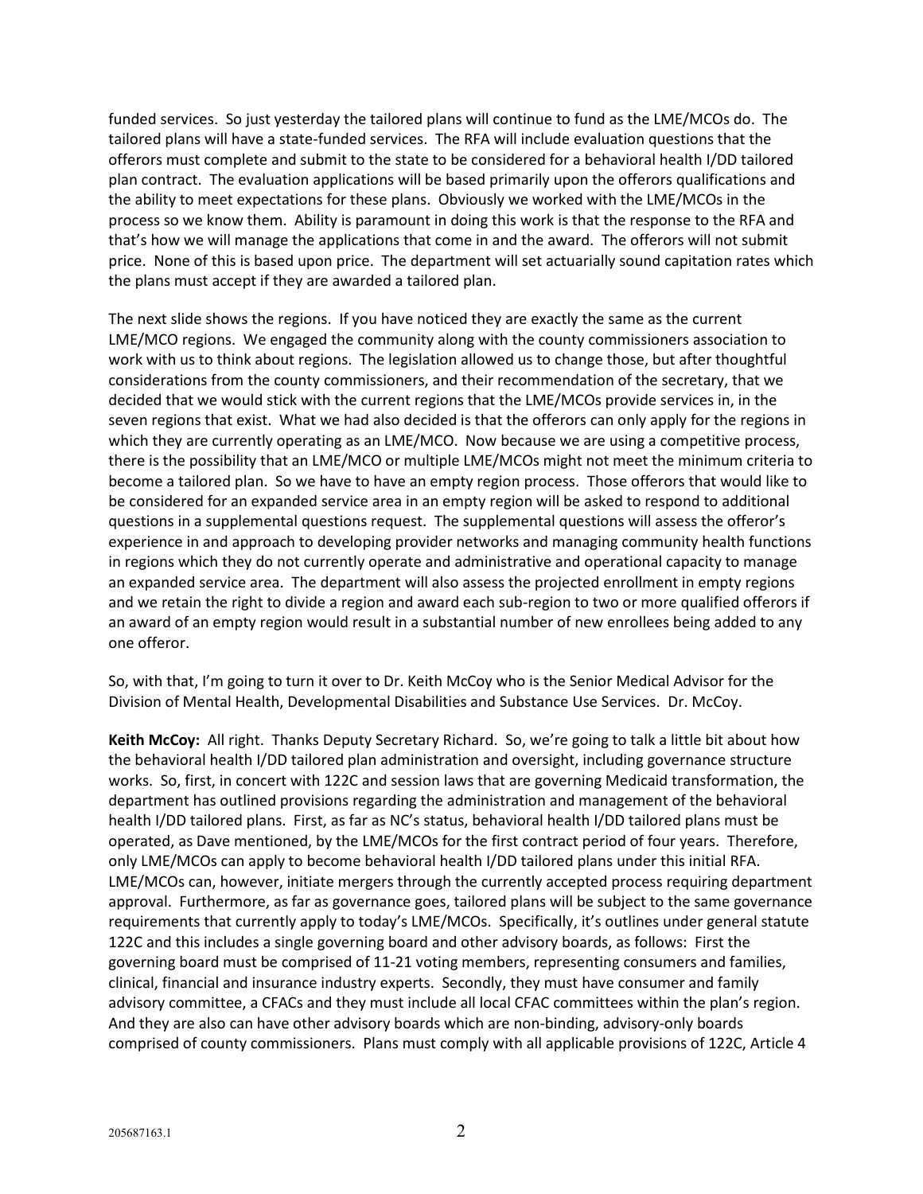funded services. So just yesterday the tailored plans will continue to fund as the LME/MCOs do. The tailored plans will have a state-funded services. The RFA will include evaluation questions that the offerors must complete and submit to the state to be considered for a behavioral health I/DD tailored plan contract. The evaluation applications will be based primarily upon the offerors qualifications and the ability to meet expectations for these plans. Obviously we worked with the LME/MCOs in the process so we know them. Ability is paramount in doing this work is that the response to the RFA and that's how we will manage the applications that come in and the award. The offerors will not submit price. None of this is based upon price. The department will set actuarially sound capitation rates which the plans must accept if they are awarded a tailored plan.

The next slide shows the regions. If you have noticed they are exactly the same as the current LME/MCO regions. We engaged the community along with the county commissioners association to work with us to think about regions. The legislation allowed us to change those, but after thoughtful considerations from the county commissioners, and their recommendation of the secretary, that we decided that we would stick with the current regions that the LME/MCOs provide services in, in the seven regions that exist. What we had also decided is that the offerors can only apply for the regions in which they are currently operating as an LME/MCO. Now because we are using a competitive process, there is the possibility that an LME/MCO or multiple LME/MCOs might not meet the minimum criteria to become a tailored plan. So we have to have an empty region process. Those offerors that would like to be considered for an expanded service area in an empty region will be asked to respond to additional questions in a supplemental questions request. The supplemental questions will assess the offeror's experience in and approach to developing provider networks and managing community health functions in regions which they do not currently operate and administrative and operational capacity to manage an expanded service area. The department will also assess the projected enrollment in empty regions and we retain the right to divide a region and award each sub-region to two or more qualified offerors if an award of an empty region would result in a substantial number of new enrollees being added to any one offeror.

So, with that, I'm going to turn it over to Dr. Keith McCoy who is the Senior Medical Advisor for the Division of Mental Health, Developmental Disabilities and Substance Use Services. Dr. McCoy.

**Keith McCoy:** All right. Thanks Deputy Secretary Richard. So, we're going to talk a little bit about how the behavioral health I/DD tailored plan administration and oversight, including governance structure works. So, first, in concert with 122C and session laws that are governing Medicaid transformation, the department has outlined provisions regarding the administration and management of the behavioral health I/DD tailored plans. First, as far as NC's status, behavioral health I/DD tailored plans must be operated, as Dave mentioned, by the LME/MCOs for the first contract period of four years. Therefore, only LME/MCOs can apply to become behavioral health I/DD tailored plans under this initial RFA. LME/MCOs can, however, initiate mergers through the currently accepted process requiring department approval. Furthermore, as far as governance goes, tailored plans will be subject to the same governance requirements that currently apply to today's LME/MCOs. Specifically, it's outlines under general statute 122C and this includes a single governing board and other advisory boards, as follows: First the governing board must be comprised of 11-21 voting members, representing consumers and families, clinical, financial and insurance industry experts. Secondly, they must have consumer and family advisory committee, a CFACs and they must include all local CFAC committees within the plan's region. And they are also can have other advisory boards which are non-binding, advisory-only boards comprised of county commissioners. Plans must comply with all applicable provisions of 122C, Article 4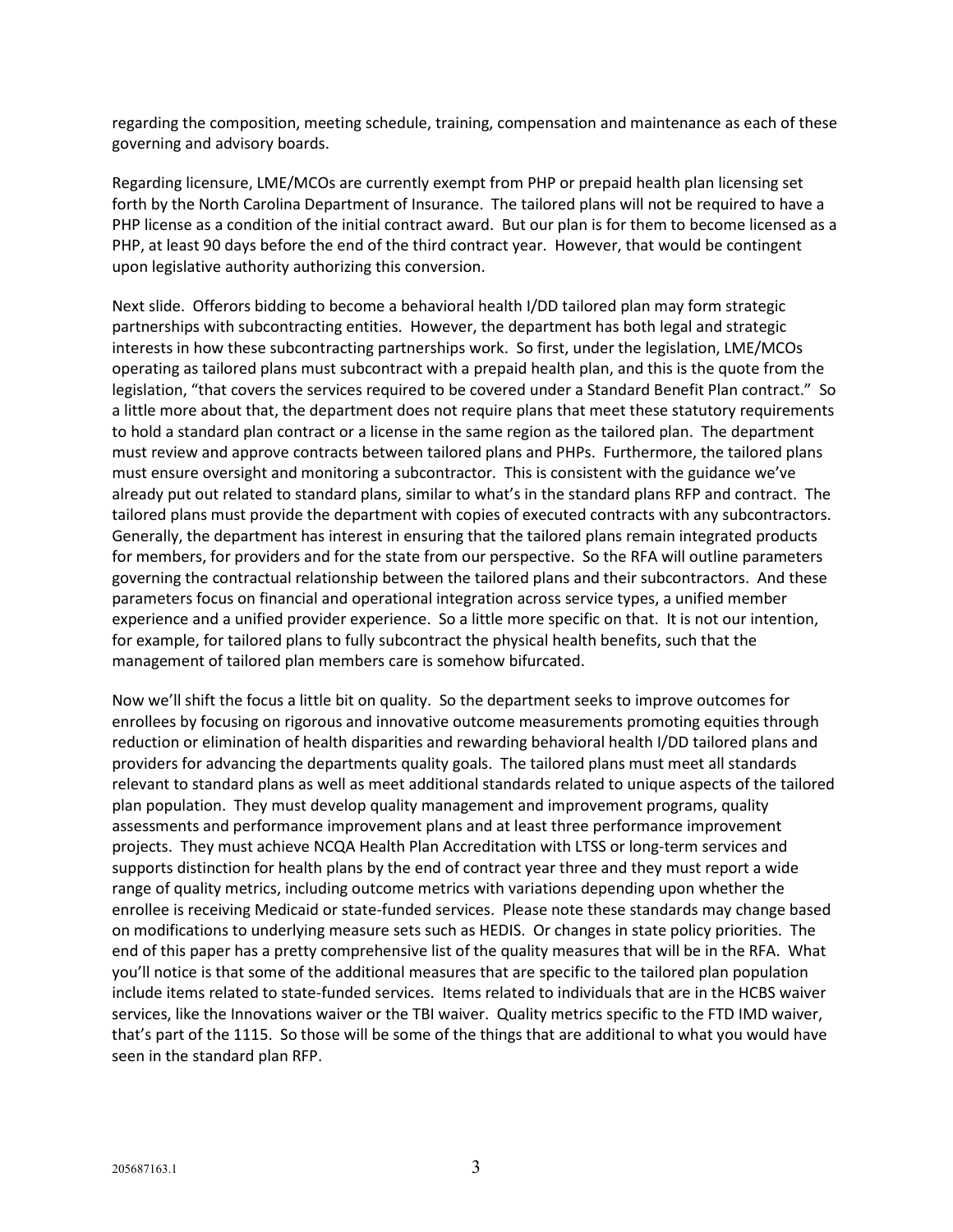regarding the composition, meeting schedule, training, compensation and maintenance as each of these governing and advisory boards.

Regarding licensure, LME/MCOs are currently exempt from PHP or prepaid health plan licensing set forth by the North Carolina Department of Insurance. The tailored plans will not be required to have a PHP license as a condition of the initial contract award. But our plan is for them to become licensed as a PHP, at least 90 days before the end of the third contract year. However, that would be contingent upon legislative authority authorizing this conversion.

Next slide. Offerors bidding to become a behavioral health I/DD tailored plan may form strategic partnerships with subcontracting entities. However, the department has both legal and strategic interests in how these subcontracting partnerships work. So first, under the legislation, LME/MCOs operating as tailored plans must subcontract with a prepaid health plan, and this is the quote from the legislation, "that covers the services required to be covered under a Standard Benefit Plan contract." So a little more about that, the department does not require plans that meet these statutory requirements to hold a standard plan contract or a license in the same region as the tailored plan. The department must review and approve contracts between tailored plans and PHPs. Furthermore, the tailored plans must ensure oversight and monitoring a subcontractor. This is consistent with the guidance we've already put out related to standard plans, similar to what's in the standard plans RFP and contract. The tailored plans must provide the department with copies of executed contracts with any subcontractors. Generally, the department has interest in ensuring that the tailored plans remain integrated products for members, for providers and for the state from our perspective. So the RFA will outline parameters governing the contractual relationship between the tailored plans and their subcontractors. And these parameters focus on financial and operational integration across service types, a unified member experience and a unified provider experience. So a little more specific on that. It is not our intention, for example, for tailored plans to fully subcontract the physical health benefits, such that the management of tailored plan members care is somehow bifurcated.

Now we'll shift the focus a little bit on quality. So the department seeks to improve outcomes for enrollees by focusing on rigorous and innovative outcome measurements promoting equities through reduction or elimination of health disparities and rewarding behavioral health I/DD tailored plans and providers for advancing the departments quality goals. The tailored plans must meet all standards relevant to standard plans as well as meet additional standards related to unique aspects of the tailored plan population. They must develop quality management and improvement programs, quality assessments and performance improvement plans and at least three performance improvement projects. They must achieve NCQA Health Plan Accreditation with LTSS or long-term services and supports distinction for health plans by the end of contract year three and they must report a wide range of quality metrics, including outcome metrics with variations depending upon whether the enrollee is receiving Medicaid or state-funded services. Please note these standards may change based on modifications to underlying measure sets such as HEDIS. Or changes in state policy priorities. The end of this paper has a pretty comprehensive list of the quality measures that will be in the RFA. What you'll notice is that some of the additional measures that are specific to the tailored plan population include items related to state-funded services. Items related to individuals that are in the HCBS waiver services, like the Innovations waiver or the TBI waiver. Quality metrics specific to the FTD IMD waiver, that's part of the 1115. So those will be some of the things that are additional to what you would have seen in the standard plan RFP.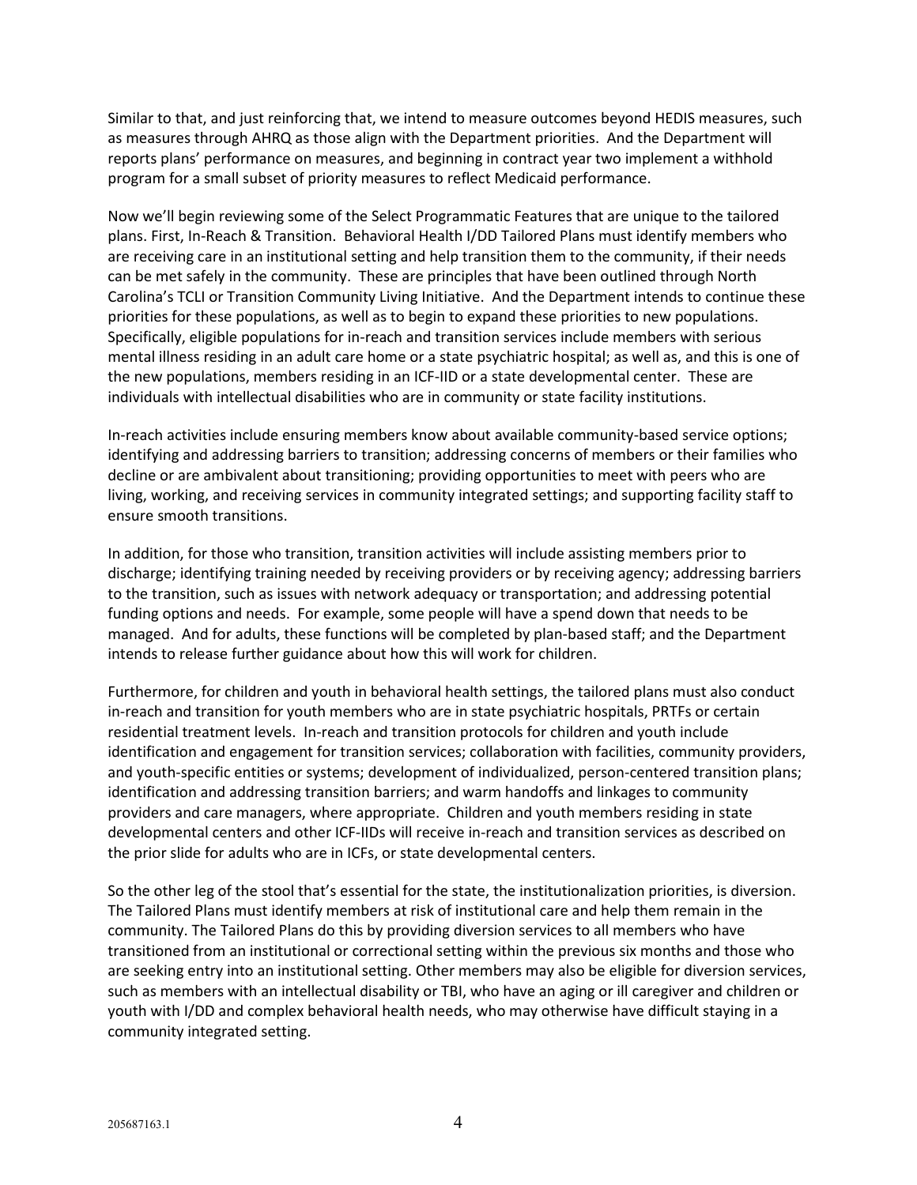Similar to that, and just reinforcing that, we intend to measure outcomes beyond HEDIS measures, such as measures through AHRQ as those align with the Department priorities. And the Department will reports plans' performance on measures, and beginning in contract year two implement a withhold program for a small subset of priority measures to reflect Medicaid performance.

Now we'll begin reviewing some of the Select Programmatic Features that are unique to the tailored plans. First, In-Reach & Transition. Behavioral Health I/DD Tailored Plans must identify members who are receiving care in an institutional setting and help transition them to the community, if their needs can be met safely in the community. These are principles that have been outlined through North Carolina's TCLI or Transition Community Living Initiative. And the Department intends to continue these priorities for these populations, as well as to begin to expand these priorities to new populations. Specifically, eligible populations for in-reach and transition services include members with serious mental illness residing in an adult care home or a state psychiatric hospital; as well as, and this is one of the new populations, members residing in an ICF-IID or a state developmental center. These are individuals with intellectual disabilities who are in community or state facility institutions.

In-reach activities include ensuring members know about available community-based service options; identifying and addressing barriers to transition; addressing concerns of members or their families who decline or are ambivalent about transitioning; providing opportunities to meet with peers who are living, working, and receiving services in community integrated settings; and supporting facility staff to ensure smooth transitions.

In addition, for those who transition, transition activities will include assisting members prior to discharge; identifying training needed by receiving providers or by receiving agency; addressing barriers to the transition, such as issues with network adequacy or transportation; and addressing potential funding options and needs. For example, some people will have a spend down that needs to be managed. And for adults, these functions will be completed by plan-based staff; and the Department intends to release further guidance about how this will work for children.

Furthermore, for children and youth in behavioral health settings, the tailored plans must also conduct in-reach and transition for youth members who are in state psychiatric hospitals, PRTFs or certain residential treatment levels. In-reach and transition protocols for children and youth include identification and engagement for transition services; collaboration with facilities, community providers, and youth-specific entities or systems; development of individualized, person-centered transition plans; identification and addressing transition barriers; and warm handoffs and linkages to community providers and care managers, where appropriate. Children and youth members residing in state developmental centers and other ICF-IIDs will receive in-reach and transition services as described on the prior slide for adults who are in ICFs, or state developmental centers.

So the other leg of the stool that's essential for the state, the institutionalization priorities, is diversion. The Tailored Plans must identify members at risk of institutional care and help them remain in the community. The Tailored Plans do this by providing diversion services to all members who have transitioned from an institutional or correctional setting within the previous six months and those who are seeking entry into an institutional setting. Other members may also be eligible for diversion services, such as members with an intellectual disability or TBI, who have an aging or ill caregiver and children or youth with I/DD and complex behavioral health needs, who may otherwise have difficult staying in a community integrated setting.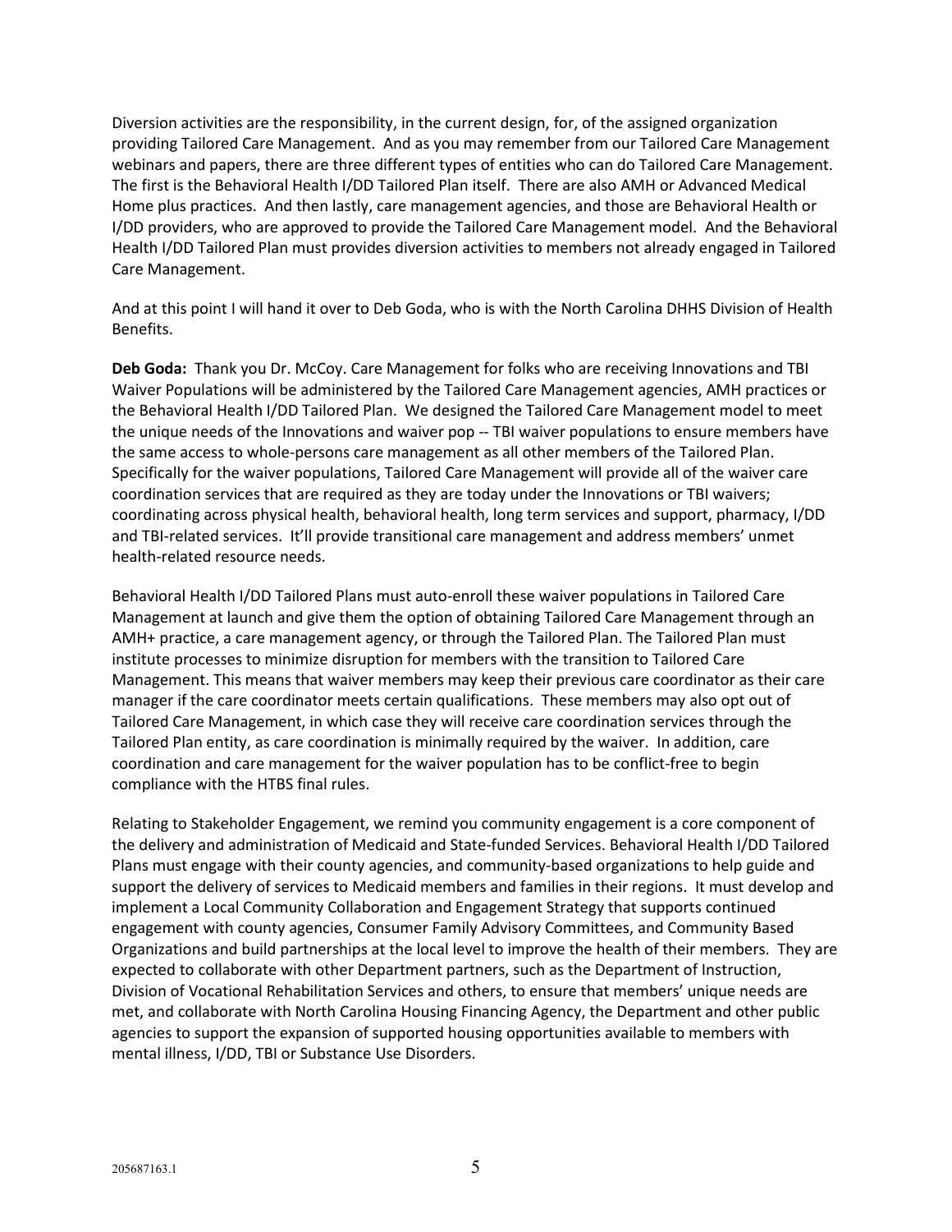Diversion activities are the responsibility, in the current design, for, of the assigned organization providing Tailored Care Management. And as you may remember from our Tailored Care Management webinars and papers, there are three different types of entities who can do Tailored Care Management. The first is the Behavioral Health I/DD Tailored Plan itself. There are also AMH or Advanced Medical Home plus practices. And then lastly, care management agencies, and those are Behavioral Health or I/DD providers, who are approved to provide the Tailored Care Management model. And the Behavioral Health I/DD Tailored Plan must provides diversion activities to members not already engaged in Tailored Care Management.

And at this point I will hand it over to Deb Goda, who is with the North Carolina DHHS Division of Health Benefits.

**Deb Goda:** Thank you Dr. McCoy. Care Management for folks who are receiving Innovations and TBI Waiver Populations will be administered by the Tailored Care Management agencies, AMH practices or the Behavioral Health I/DD Tailored Plan. We designed the Tailored Care Management model to meet the unique needs of the Innovations and waiver pop -- TBI waiver populations to ensure members have the same access to whole-persons care management as all other members of the Tailored Plan. Specifically for the waiver populations, Tailored Care Management will provide all of the waiver care coordination services that are required as they are today under the Innovations or TBI waivers; coordinating across physical health, behavioral health, long term services and support, pharmacy, I/DD and TBI-related services. It'll provide transitional care management and address members' unmet health-related resource needs.

Behavioral Health I/DD Tailored Plans must auto-enroll these waiver populations in Tailored Care Management at launch and give them the option of obtaining Tailored Care Management through an AMH+ practice, a care management agency, or through the Tailored Plan. The Tailored Plan must institute processes to minimize disruption for members with the transition to Tailored Care Management. This means that waiver members may keep their previous care coordinator as their care manager if the care coordinator meets certain qualifications. These members may also opt out of Tailored Care Management, in which case they will receive care coordination services through the Tailored Plan entity, as care coordination is minimally required by the waiver. In addition, care coordination and care management for the waiver population has to be conflict-free to begin compliance with the HTBS final rules.

Relating to Stakeholder Engagement, we remind you community engagement is a core component of the delivery and administration of Medicaid and State-funded Services. Behavioral Health I/DD Tailored Plans must engage with their county agencies, and community-based organizations to help guide and support the delivery of services to Medicaid members and families in their regions. It must develop and implement a Local Community Collaboration and Engagement Strategy that supports continued engagement with county agencies, Consumer Family Advisory Committees, and Community Based Organizations and build partnerships at the local level to improve the health of their members. They are expected to collaborate with other Department partners, such as the Department of Instruction, Division of Vocational Rehabilitation Services and others, to ensure that members' unique needs are met, and collaborate with North Carolina Housing Financing Agency, the Department and other public agencies to support the expansion of supported housing opportunities available to members with mental illness, I/DD, TBI or Substance Use Disorders.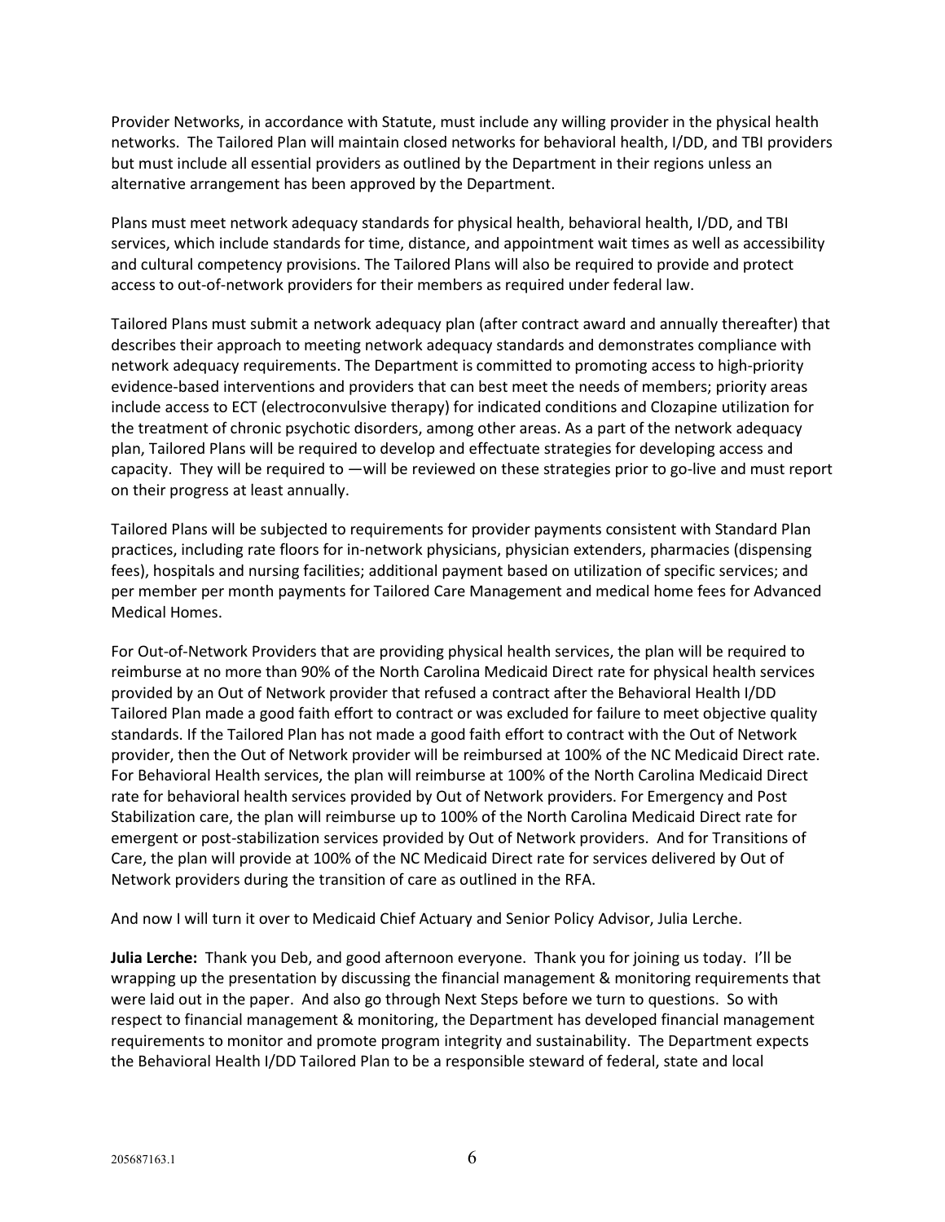Provider Networks, in accordance with Statute, must include any willing provider in the physical health networks. The Tailored Plan will maintain closed networks for behavioral health, I/DD, and TBI providers but must include all essential providers as outlined by the Department in their regions unless an alternative arrangement has been approved by the Department.

Plans must meet network adequacy standards for physical health, behavioral health, I/DD, and TBI services, which include standards for time, distance, and appointment wait times as well as accessibility and cultural competency provisions. The Tailored Plans will also be required to provide and protect access to out-of-network providers for their members as required under federal law.

Tailored Plans must submit a network adequacy plan (after contract award and annually thereafter) that describes their approach to meeting network adequacy standards and demonstrates compliance with network adequacy requirements. The Department is committed to promoting access to high-priority evidence-based interventions and providers that can best meet the needs of members; priority areas include access to ECT (electroconvulsive therapy) for indicated conditions and Clozapine utilization for the treatment of chronic psychotic disorders, among other areas. As a part of the network adequacy plan, Tailored Plans will be required to develop and effectuate strategies for developing access and capacity. They will be required to —will be reviewed on these strategies prior to go-live and must report on their progress at least annually.

Tailored Plans will be subjected to requirements for provider payments consistent with Standard Plan practices, including rate floors for in-network physicians, physician extenders, pharmacies (dispensing fees), hospitals and nursing facilities; additional payment based on utilization of specific services; and per member per month payments for Tailored Care Management and medical home fees for Advanced Medical Homes.

For Out-of-Network Providers that are providing physical health services, the plan will be required to reimburse at no more than 90% of the North Carolina Medicaid Direct rate for physical health services provided by an Out of Network provider that refused a contract after the Behavioral Health I/DD Tailored Plan made a good faith effort to contract or was excluded for failure to meet objective quality standards. If the Tailored Plan has not made a good faith effort to contract with the Out of Network provider, then the Out of Network provider will be reimbursed at 100% of the NC Medicaid Direct rate. For Behavioral Health services, the plan will reimburse at 100% of the North Carolina Medicaid Direct rate for behavioral health services provided by Out of Network providers. For Emergency and Post Stabilization care, the plan will reimburse up to 100% of the North Carolina Medicaid Direct rate for emergent or post-stabilization services provided by Out of Network providers. And for Transitions of Care, the plan will provide at 100% of the NC Medicaid Direct rate for services delivered by Out of Network providers during the transition of care as outlined in the RFA.

And now I will turn it over to Medicaid Chief Actuary and Senior Policy Advisor, Julia Lerche.

**Julia Lerche:** Thank you Deb, and good afternoon everyone. Thank you for joining us today. I'll be wrapping up the presentation by discussing the financial management & monitoring requirements that were laid out in the paper. And also go through Next Steps before we turn to questions. So with respect to financial management & monitoring, the Department has developed financial management requirements to monitor and promote program integrity and sustainability. The Department expects the Behavioral Health I/DD Tailored Plan to be a responsible steward of federal, state and local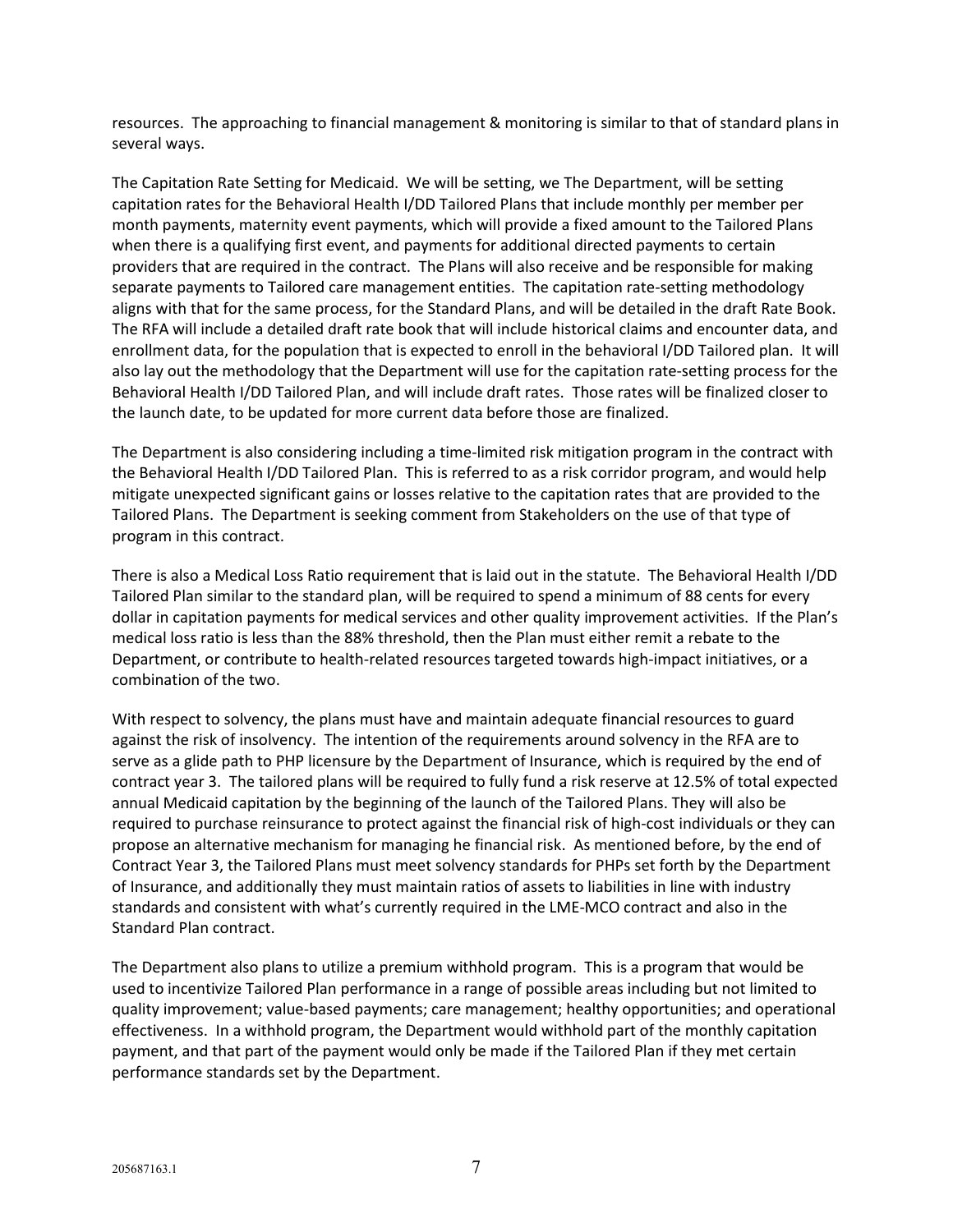resources. The approaching to financial management & monitoring is similar to that of standard plans in several ways.

The Capitation Rate Setting for Medicaid. We will be setting, we The Department, will be setting capitation rates for the Behavioral Health I/DD Tailored Plans that include monthly per member per month payments, maternity event payments, which will provide a fixed amount to the Tailored Plans when there is a qualifying first event, and payments for additional directed payments to certain providers that are required in the contract. The Plans will also receive and be responsible for making separate payments to Tailored care management entities. The capitation rate-setting methodology aligns with that for the same process, for the Standard Plans, and will be detailed in the draft Rate Book. The RFA will include a detailed draft rate book that will include historical claims and encounter data, and enrollment data, for the population that is expected to enroll in the behavioral I/DD Tailored plan. It will also lay out the methodology that the Department will use for the capitation rate-setting process for the Behavioral Health I/DD Tailored Plan, and will include draft rates. Those rates will be finalized closer to the launch date, to be updated for more current data before those are finalized.

The Department is also considering including a time-limited risk mitigation program in the contract with the Behavioral Health I/DD Tailored Plan. This is referred to as a risk corridor program, and would help mitigate unexpected significant gains or losses relative to the capitation rates that are provided to the Tailored Plans. The Department is seeking comment from Stakeholders on the use of that type of program in this contract.

There is also a Medical Loss Ratio requirement that is laid out in the statute. The Behavioral Health I/DD Tailored Plan similar to the standard plan, will be required to spend a minimum of 88 cents for every dollar in capitation payments for medical services and other quality improvement activities. If the Plan's medical loss ratio is less than the 88% threshold, then the Plan must either remit a rebate to the Department, or contribute to health-related resources targeted towards high-impact initiatives, or a combination of the two.

With respect to solvency, the plans must have and maintain adequate financial resources to guard against the risk of insolvency. The intention of the requirements around solvency in the RFA are to serve as a glide path to PHP licensure by the Department of Insurance, which is required by the end of contract year 3. The tailored plans will be required to fully fund a risk reserve at 12.5% of total expected annual Medicaid capitation by the beginning of the launch of the Tailored Plans. They will also be required to purchase reinsurance to protect against the financial risk of high-cost individuals or they can propose an alternative mechanism for managing he financial risk. As mentioned before, by the end of Contract Year 3, the Tailored Plans must meet solvency standards for PHPs set forth by the Department of Insurance, and additionally they must maintain ratios of assets to liabilities in line with industry standards and consistent with what's currently required in the LME-MCO contract and also in the Standard Plan contract.

The Department also plans to utilize a premium withhold program. This is a program that would be used to incentivize Tailored Plan performance in a range of possible areas including but not limited to quality improvement; value-based payments; care management; healthy opportunities; and operational effectiveness. In a withhold program, the Department would withhold part of the monthly capitation payment, and that part of the payment would only be made if the Tailored Plan if they met certain performance standards set by the Department.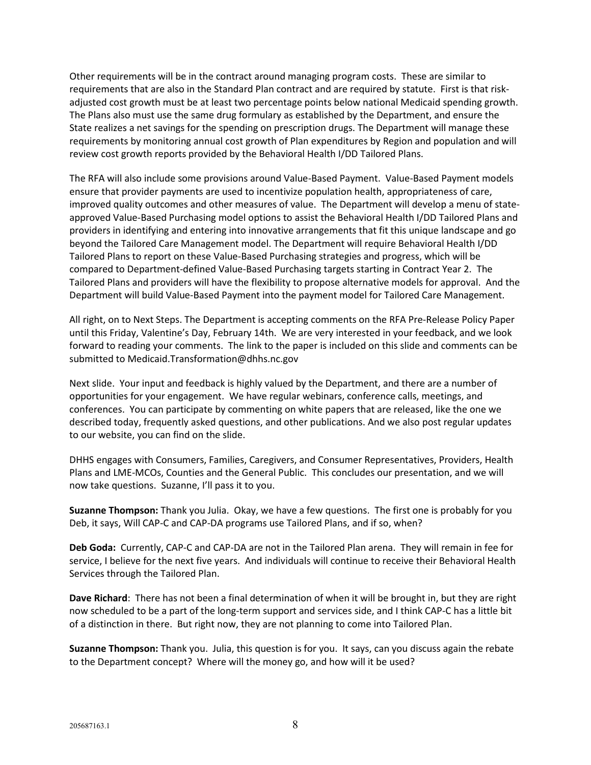Other requirements will be in the contract around managing program costs. These are similar to requirements that are also in the Standard Plan contract and are required by statute. First is that risk-adjusted cost growth must be at least two percentage points below national Medicaid spending growth. The Plans also must use the same drug formulary as established by the Department, and ensure the State realizes a net savings for the spending on prescription drugs. The Department will manage these requirements by monitoring annual cost growth of Plan expenditures by Region and population and will review cost growth reports provided by the Behavioral Health I/DD Tailored Plans.

The RFA will also include some provisions around Value-Based Payment. Value-Based Payment models ensure that provider payments are used to incentivize population health, appropriateness of care, improved quality outcomes and other measures of value. The Department will develop a menu of state-approved Value-Based Purchasing model options to assist the Behavioral Health I/DD Tailored Plans and providers in identifying and entering into innovative arrangements that fit this unique landscape and go beyond the Tailored Care Management model. The Department will require Behavioral Health I/DD Tailored Plans to report on these Value-Based Purchasing strategies and progress, which will be compared to Department-defined Value-Based Purchasing targets starting in Contract Year 2. The Tailored Plans and providers will have the flexibility to propose alternative models for approval. And the Department will build Value-Based Payment into the payment model for Tailored Care Management.

All right, on to Next Steps. The Department is accepting comments on the RFA Pre-Release Policy Paper until this Friday, Valentine's Day, February 14th. We are very interested in your feedback, and we look forward to reading your comments. The link to the paper is included on this slide and comments can be submitted to Medicaid.Transformation@dhhs.nc.gov

Next slide. Your input and feedback is highly valued by the Department, and there are a number of opportunities for your engagement. We have regular webinars, conference calls, meetings, and conferences. You can participate by commenting on white papers that are released, like the one we described today, frequently asked questions, and other publications. And we also post regular updates to our website, you can find on the slide.

DHHS engages with Consumers, Families, Caregivers, and Consumer Representatives, Providers, Health Plans and LME-MCOs, Counties and the General Public. This concludes our presentation, and we will now take questions. Suzanne, I'll pass it to you.

**Suzanne Thompson:** Thank you Julia. Okay, we have a few questions. The first one is probably for you Deb, it says, Will CAP-C and CAP-DA programs use Tailored Plans, and if so, when?

**Deb Goda:** Currently, CAP-C and CAP-DA are not in the Tailored Plan arena. They will remain in fee for service, I believe for the next five years. And individuals will continue to receive their Behavioral Health Services through the Tailored Plan.

**Dave Richard**: There has not been a final determination of when it will be brought in, but they are right now scheduled to be a part of the long-term support and services side, and I think CAP-C has a little bit of a distinction in there. But right now, they are not planning to come into Tailored Plan.

**Suzanne Thompson:** Thank you. Julia, this question is for you. It says, can you discuss again the rebate to the Department concept? Where will the money go, and how will it be used?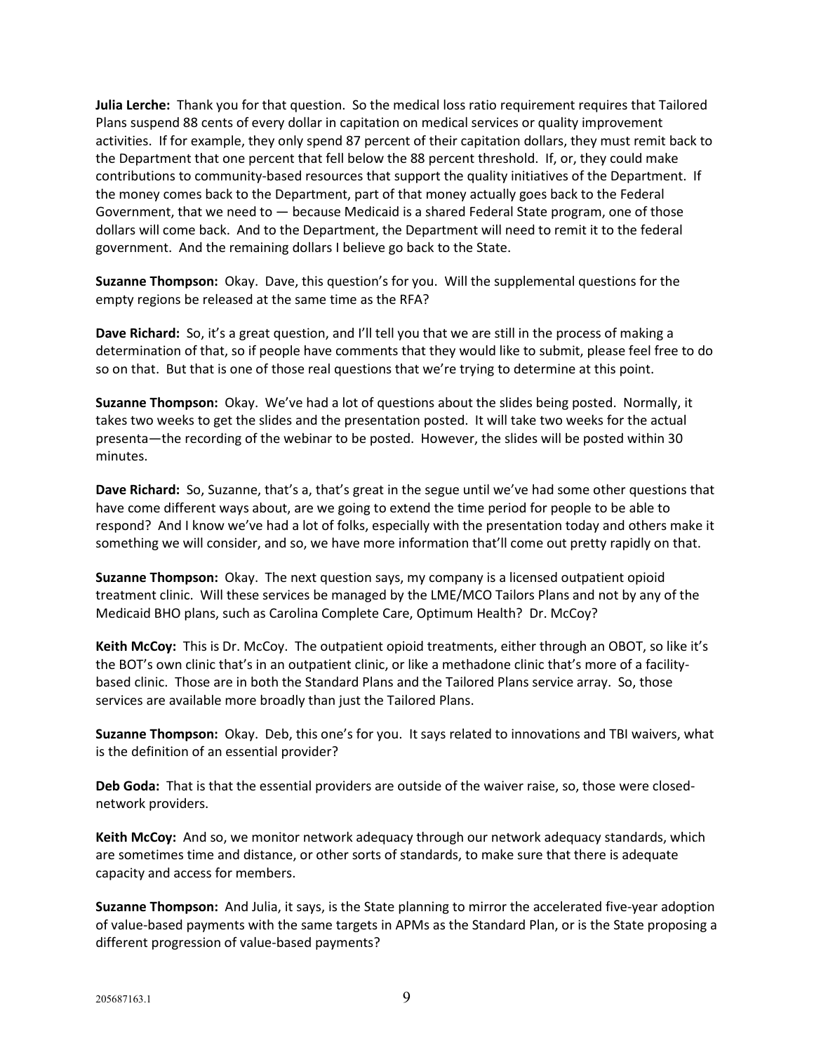**Julia Lerche:** Thank you for that question. So the medical loss ratio requirement requires that Tailored Plans suspend 88 cents of every dollar in capitation on medical services or quality improvement activities. If for example, they only spend 87 percent of their capitation dollars, they must remit back to the Department that one percent that fell below the 88 percent threshold. If, or, they could make contributions to community-based resources that support the quality initiatives of the Department. If the money comes back to the Department, part of that money actually goes back to the Federal Government, that we need to — because Medicaid is a shared Federal State program, one of those dollars will come back. And to the Department, the Department will need to remit it to the federal government. And the remaining dollars I believe go back to the State.

**Suzanne Thompson:** Okay. Dave, this question's for you. Will the supplemental questions for the empty regions be released at the same time as the RFA?

**Dave Richard:** So, it's a great question, and I'll tell you that we are still in the process of making a determination of that, so if people have comments that they would like to submit, please feel free to do so on that. But that is one of those real questions that we're trying to determine at this point.

**Suzanne Thompson:** Okay. We've had a lot of questions about the slides being posted. Normally, it takes two weeks to get the slides and the presentation posted. It will take two weeks for the actual presenta—the recording of the webinar to be posted. However, the slides will be posted within 30 minutes.

**Dave Richard:** So, Suzanne, that's a, that's great in the segue until we've had some other questions that have come different ways about, are we going to extend the time period for people to be able to respond? And I know we've had a lot of folks, especially with the presentation today and others make it something we will consider, and so, we have more information that'll come out pretty rapidly on that.

**Suzanne Thompson:** Okay. The next question says, my company is a licensed outpatient opioid treatment clinic. Will these services be managed by the LME/MCO Tailors Plans and not by any of the Medicaid BHO plans, such as Carolina Complete Care, Optimum Health? Dr. McCoy?

**Keith McCoy:** This is Dr. McCoy. The outpatient opioid treatments, either through an OBOT, so like it's the BOT's own clinic that's in an outpatient clinic, or like a methadone clinic that's more of a facility-based clinic. Those are in both the Standard Plans and the Tailored Plans service array. So, those services are available more broadly than just the Tailored Plans.

**Suzanne Thompson:** Okay. Deb, this one's for you. It says related to innovations and TBI waivers, what is the definition of an essential provider?

**Deb Goda:** That is that the essential providers are outside of the waiver raise, so, those were closed-network providers.

**Keith McCoy:** And so, we monitor network adequacy through our network adequacy standards, which are sometimes time and distance, or other sorts of standards, to make sure that there is adequate capacity and access for members.

**Suzanne Thompson:** And Julia, it says, is the State planning to mirror the accelerated five-year adoption of value-based payments with the same targets in APMs as the Standard Plan, or is the State proposing a different progression of value-based payments?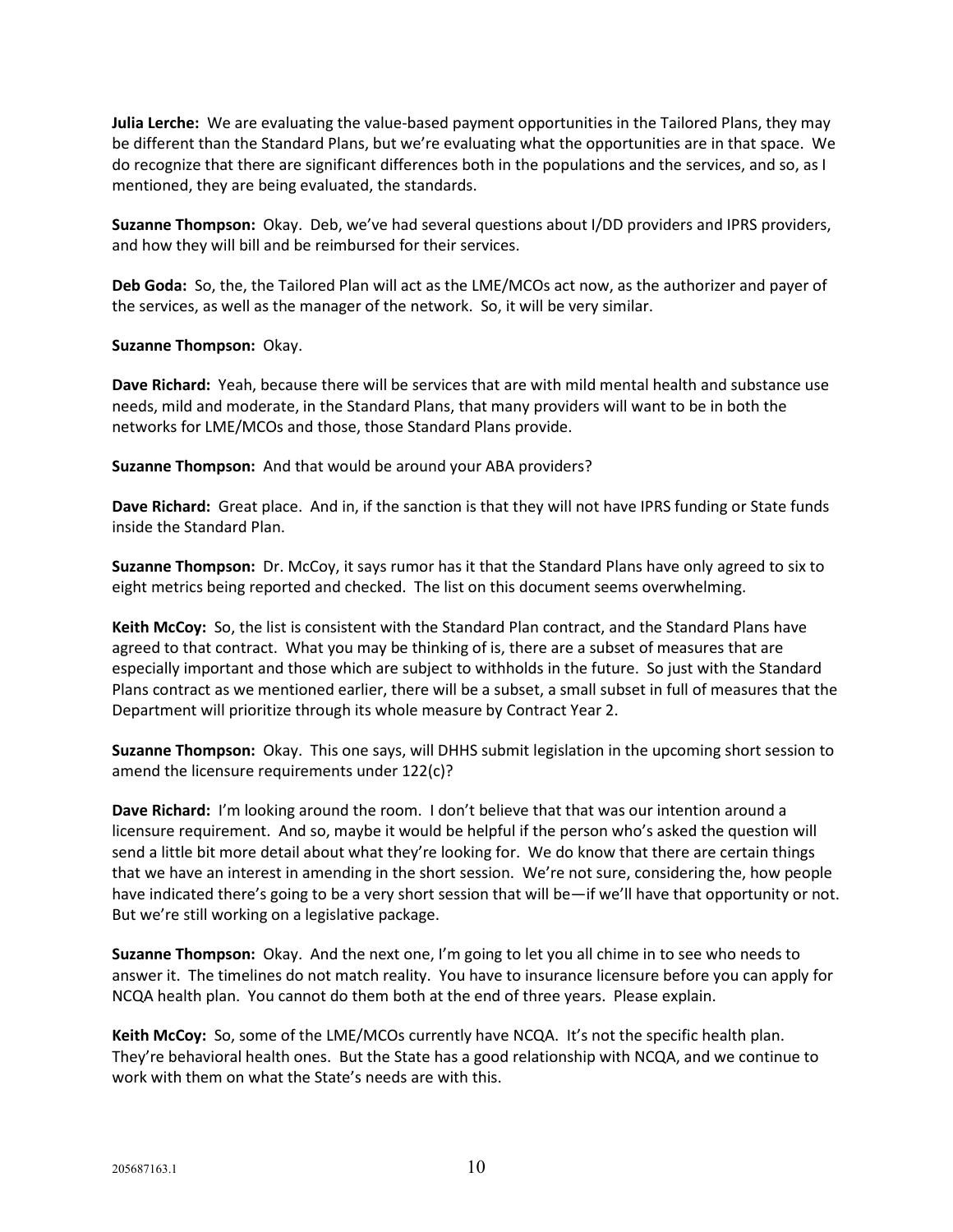**Julia Lerche:** We are evaluating the value-based payment opportunities in the Tailored Plans, they may be different than the Standard Plans, but we're evaluating what the opportunities are in that space. We do recognize that there are significant differences both in the populations and the services, and so, as I mentioned, they are being evaluated, the standards.

**Suzanne Thompson:** Okay. Deb, we've had several questions about I/DD providers and IPRS providers, and how they will bill and be reimbursed for their services.

**Deb Goda:** So, the, the Tailored Plan will act as the LME/MCOs act now, as the authorizer and payer of the services, as well as the manager of the network. So, it will be very similar.

**Suzanne Thompson:** Okay.

**Dave Richard:** Yeah, because there will be services that are with mild mental health and substance use needs, mild and moderate, in the Standard Plans, that many providers will want to be in both the networks for LME/MCOs and those, those Standard Plans provide.

**Suzanne Thompson:** And that would be around your ABA providers?

**Dave Richard:** Great place. And in, if the sanction is that they will not have IPRS funding or State funds inside the Standard Plan.

**Suzanne Thompson:** Dr. McCoy, it says rumor has it that the Standard Plans have only agreed to six to eight metrics being reported and checked. The list on this document seems overwhelming.

**Keith McCoy:** So, the list is consistent with the Standard Plan contract, and the Standard Plans have agreed to that contract. What you may be thinking of is, there are a subset of measures that are especially important and those which are subject to withholds in the future. So just with the Standard Plans contract as we mentioned earlier, there will be a subset, a small subset in full of measures that the Department will prioritize through its whole measure by Contract Year 2.

**Suzanne Thompson:** Okay. This one says, will DHHS submit legislation in the upcoming short session to amend the licensure requirements under 122(c)?

**Dave Richard:** I'm looking around the room. I don't believe that that was our intention around a licensure requirement. And so, maybe it would be helpful if the person who's asked the question will send a little bit more detail about what they're looking for. We do know that there are certain things that we have an interest in amending in the short session. We're not sure, considering the, how people have indicated there's going to be a very short session that will be—if we'll have that opportunity or not. But we're still working on a legislative package.

**Suzanne Thompson:** Okay. And the next one, I'm going to let you all chime in to see who needs to answer it. The timelines do not match reality. You have to insurance licensure before you can apply for NCQA health plan. You cannot do them both at the end of three years. Please explain.

**Keith McCoy:** So, some of the LME/MCOs currently have NCQA. It's not the specific health plan. They're behavioral health ones. But the State has a good relationship with NCQA, and we continue to work with them on what the State's needs are with this.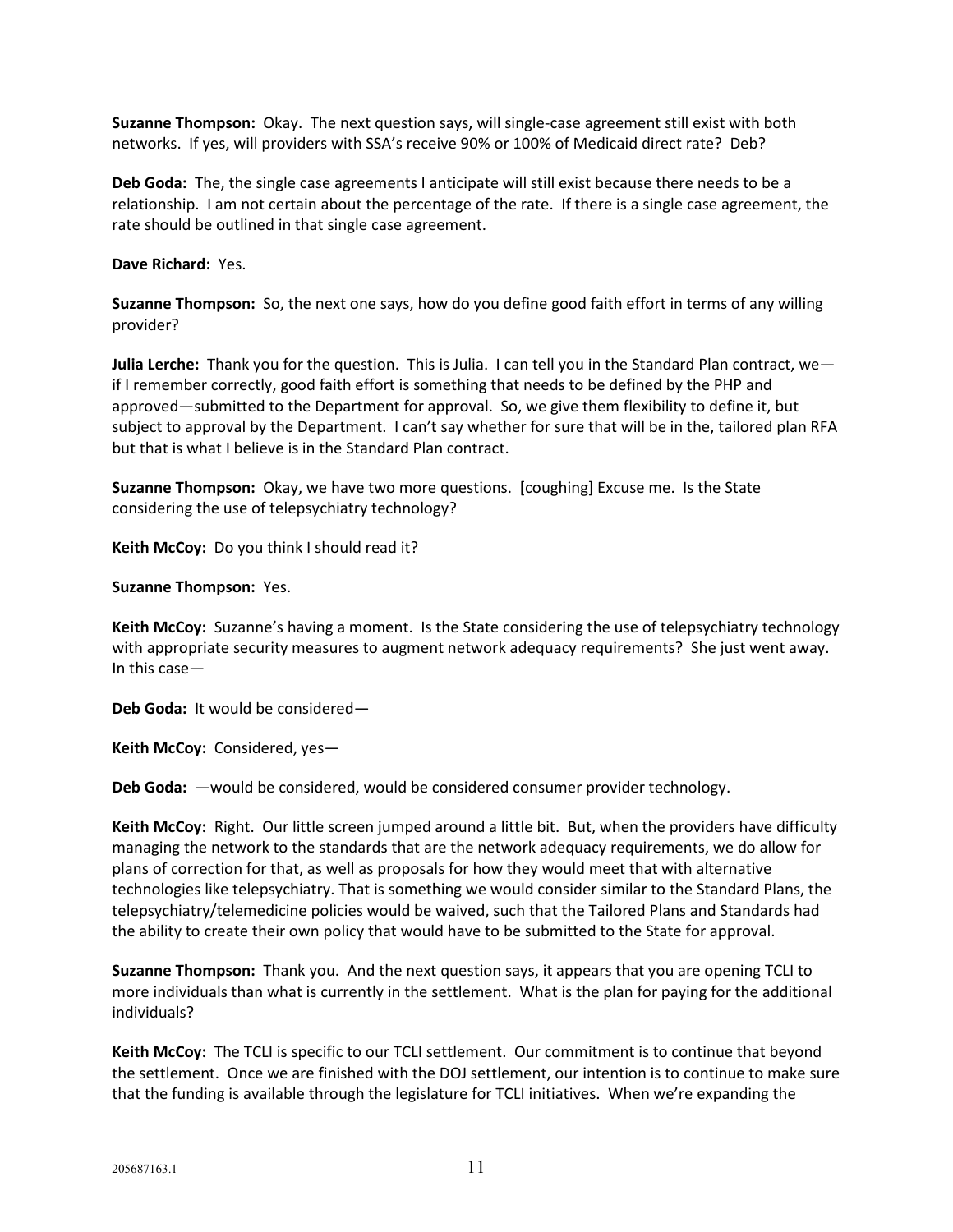**Suzanne Thompson:** Okay. The next question says, will single-case agreement still exist with both networks. If yes, will providers with SSA's receive 90% or 100% of Medicaid direct rate? Deb?

**Deb Goda:** The, the single case agreements I anticipate will still exist because there needs to be a relationship. I am not certain about the percentage of the rate. If there is a single case agreement, the rate should be outlined in that single case agreement.

**Dave Richard:** Yes.

**Suzanne Thompson:** So, the next one says, how do you define good faith effort in terms of any willing provider?

**Julia Lerche:** Thank you for the question. This is Julia. I can tell you in the Standard Plan contract, we—if I remember correctly, good faith effort is something that needs to be defined by the PHP and approved—submitted to the Department for approval. So, we give them flexibility to define it, but subject to approval by the Department. I can't say whether for sure that will be in the, tailored plan RFA but that is what I believe is in the Standard Plan contract.

**Suzanne Thompson:** Okay, we have two more questions. [coughing] Excuse me. Is the State considering the use of telepsychiatry technology?

**Keith McCoy:** Do you think I should read it?

**Suzanne Thompson:** Yes.

**Keith McCoy:** Suzanne's having a moment. Is the State considering the use of telepsychiatry technology with appropriate security measures to augment network adequacy requirements? She just went away. In this case—

**Deb Goda:** It would be considered—

**Keith McCoy:** Considered, yes—

**Deb Goda:** —would be considered, would be considered consumer provider technology.

**Keith McCoy:** Right. Our little screen jumped around a little bit. But, when the providers have difficulty managing the network to the standards that are the network adequacy requirements, we do allow for plans of correction for that, as well as proposals for how they would meet that with alternative technologies like telepsychiatry. That is something we would consider similar to the Standard Plans, the telepsychiatry/telemedicine policies would be waived, such that the Tailored Plans and Standards had the ability to create their own policy that would have to be submitted to the State for approval.

**Suzanne Thompson:** Thank you. And the next question says, it appears that you are opening TCLI to more individuals than what is currently in the settlement. What is the plan for paying for the additional individuals?

**Keith McCoy:** The TCLI is specific to our TCLI settlement. Our commitment is to continue that beyond the settlement. Once we are finished with the DOJ settlement, our intention is to continue to make sure that the funding is available through the legislature for TCLI initiatives. When we're expanding the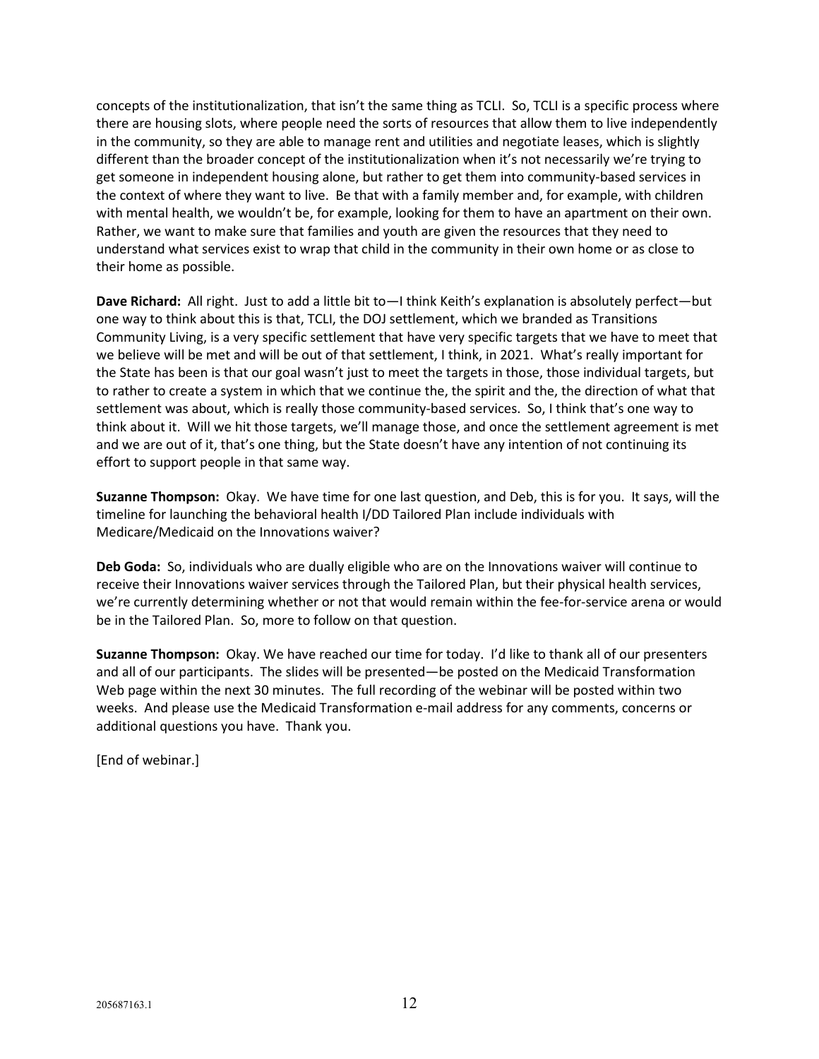concepts of the institutionalization, that isn't the same thing as TCLI. So, TCLI is a specific process where there are housing slots, where people need the sorts of resources that allow them to live independently in the community, so they are able to manage rent and utilities and negotiate leases, which is slightly different than the broader concept of the institutionalization when it's not necessarily we're trying to get someone in independent housing alone, but rather to get them into community-based services in the context of where they want to live. Be that with a family member and, for example, with children with mental health, we wouldn't be, for example, looking for them to have an apartment on their own. Rather, we want to make sure that families and youth are given the resources that they need to understand what services exist to wrap that child in the community in their own home or as close to their home as possible.

**Dave Richard:** All right. Just to add a little bit to—I think Keith's explanation is absolutely perfect—but one way to think about this is that, TCLI, the DOJ settlement, which we branded as Transitions Community Living, is a very specific settlement that have very specific targets that we have to meet that we believe will be met and will be out of that settlement, I think, in 2021. What's really important for the State has been is that our goal wasn't just to meet the targets in those, those individual targets, but to rather to create a system in which that we continue the, the spirit and the, the direction of what that settlement was about, which is really those community-based services. So, I think that's one way to think about it. Will we hit those targets, we'll manage those, and once the settlement agreement is met and we are out of it, that's one thing, but the State doesn't have any intention of not continuing its effort to support people in that same way.

**Suzanne Thompson:** Okay. We have time for one last question, and Deb, this is for you. It says, will the timeline for launching the behavioral health I/DD Tailored Plan include individuals with Medicare/Medicaid on the Innovations waiver?

**Deb Goda:** So, individuals who are dually eligible who are on the Innovations waiver will continue to receive their Innovations waiver services through the Tailored Plan, but their physical health services, we're currently determining whether or not that would remain within the fee-for-service arena or would be in the Tailored Plan. So, more to follow on that question.

**Suzanne Thompson:** Okay. We have reached our time for today. I'd like to thank all of our presenters and all of our participants. The slides will be presented—be posted on the Medicaid Transformation Web page within the next 30 minutes. The full recording of the webinar will be posted within two weeks. And please use the Medicaid Transformation e-mail address for any comments, concerns or additional questions you have. Thank you.

[End of webinar.]